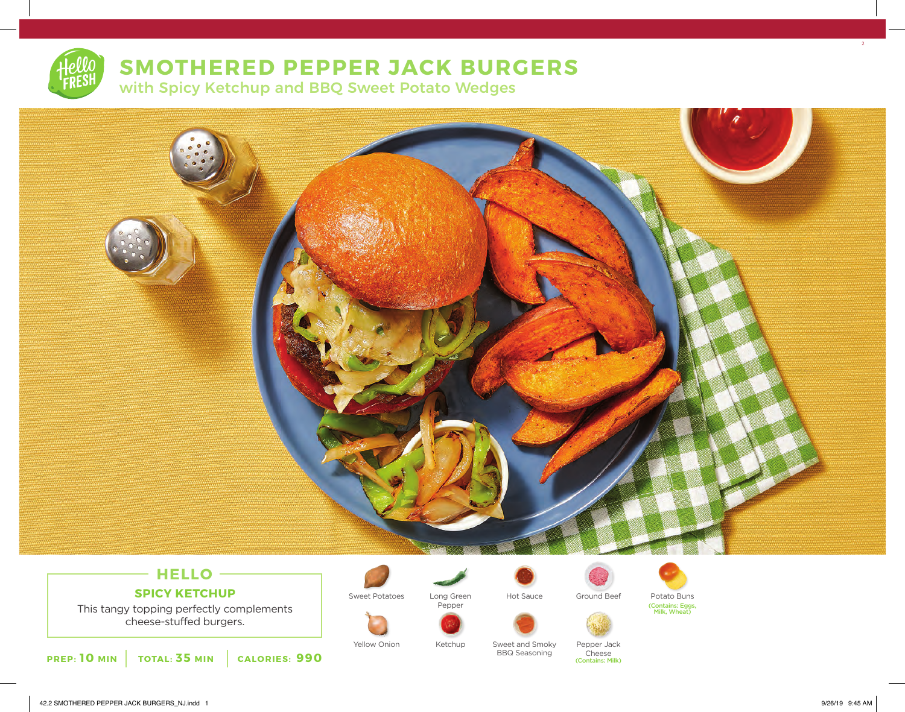# SMOTHERED PEPPER JACK BURGERS

## with Spicy Ketchup and BBQ Sweet Potato Wedges

### HELLO

**SPICY KETCHUP**

This tangy topping perfectly complements cheese-stuffed burgers.

**PREP: 10 MIN** | **TOTAL: 35 MIN** | **CALORIES: 990**

- Sweet Potatoes
- Long Green Pepper
- Hot Sauce
- Ground Beef
- Potato Buns (Contains: Eggs, Milk, Wheat)
- Yellow Onion
- Ketchup
- Sweet and Smoky BBQ Seasoning
- Pepper Jack Cheese (Contains: Milk)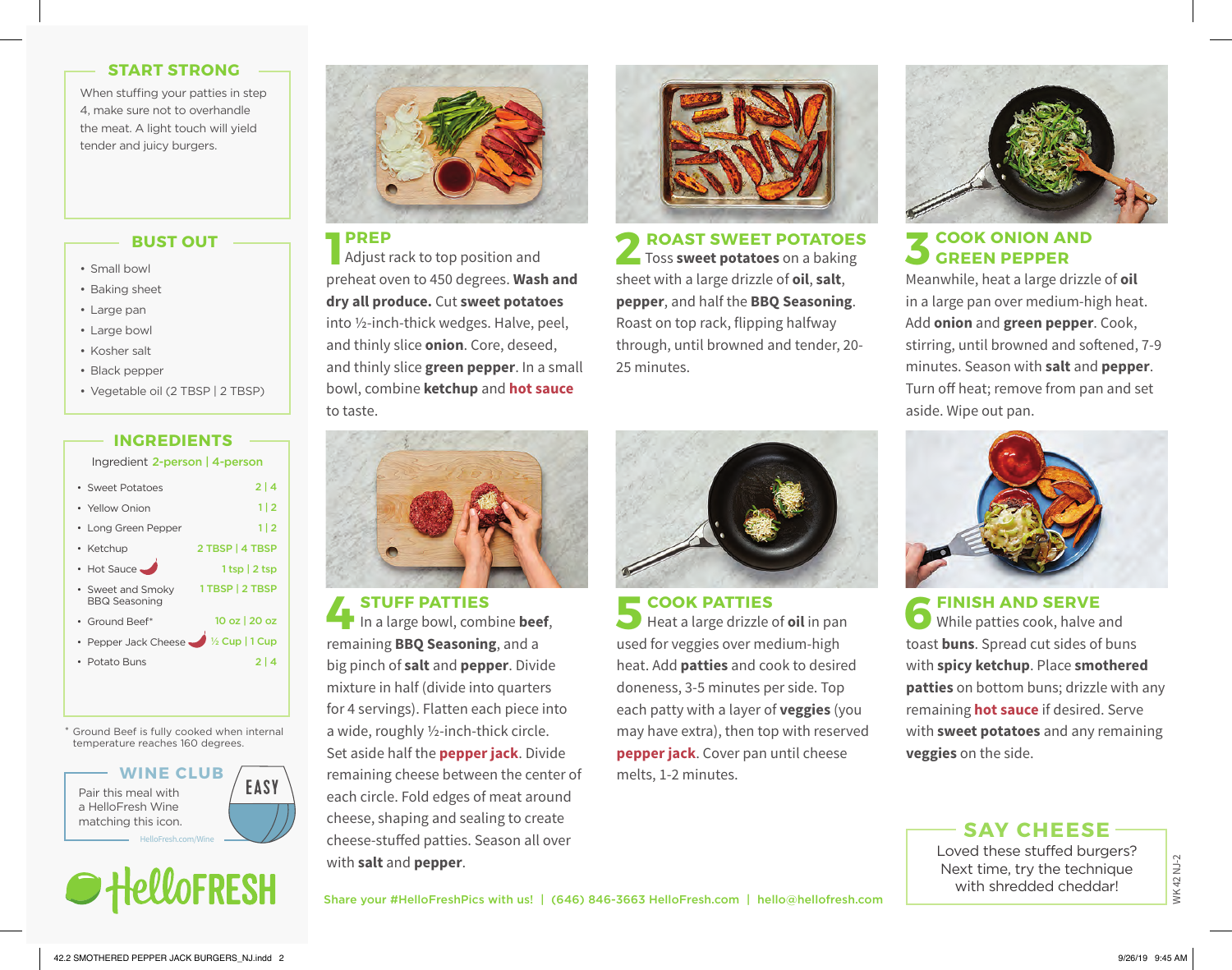## START STRONG

When stuffing your patties in step 4, make sure not to overhandle the meat. A light touch will yield tender and juicy burgers.

## BUST OUT

- Small bowl
- Baking sheet
- Large pan
- Large bowl
- Kosher salt
- Black pepper
- Vegetable oil (2 TBSP | 2 TBSP)

## INGREDIENTS

| Ingredient | 2-person \| 4-person |
|---|---|
| Sweet Potatoes | 2 \| 4 |
| Yellow Onion | 1 \| 2 |
| Long Green Pepper | 1 \| 2 |
| Ketchup | 2 TBSP \| 4 TBSP |
| Hot Sauce | 1 tsp \| 2 tsp |
| Sweet and Smoky BBQ Seasoning | 1 TBSP \| 2 TBSP |
| Ground Beef* | 10 oz \| 20 oz |
| Pepper Jack Cheese | ½ Cup \| 1 Cup |
| Potato Buns | 2 \| 4 |

* Ground Beef is fully cooked when internal temperature reaches 160 degrees.

## WINE CLUB

Pair this meal with a HelloFresh Wine matching this icon.

EASY

HelloFresh.com/Wine

HelloFRESH

## 1 PREP

Adjust rack to top position and preheat oven to 450 degrees. **Wash and dry all produce.** Cut **sweet potatoes** into ½-inch-thick wedges. Halve, peel, and thinly slice **onion**. Core, deseed, and thinly slice **green pepper**. In a small bowl, combine **ketchup** and **hot sauce** to taste.

## 2 ROAST SWEET POTATOES

Toss **sweet potatoes** on a baking sheet with a large drizzle of **oil**, **salt**, **pepper**, and half the **BBQ Seasoning**. Roast on top rack, flipping halfway through, until browned and tender, 20-25 minutes.

## 3 COOK ONION AND GREEN PEPPER

Meanwhile, heat a large drizzle of **oil** in a large pan over medium-high heat. Add **onion** and **green pepper**. Cook, stirring, until browned and softened, 7-9 minutes. Season with **salt** and **pepper**. Turn off heat; remove from pan and set aside. Wipe out pan.

## 4 STUFF PATTIES

In a large bowl, combine **beef**, remaining **BBQ Seasoning**, and a big pinch of **salt** and **pepper**. Divide mixture in half (divide into quarters for 4 servings). Flatten each piece into a wide, roughly ½-inch-thick circle. Set aside half the **pepper jack**. Divide remaining cheese between the center of each circle. Fold edges of meat around cheese, shaping and sealing to create cheese-stuffed patties. Season all over with **salt** and **pepper**.

## 5 COOK PATTIES

Heat a large drizzle of **oil** in pan used for veggies over medium-high heat. Add **patties** and cook to desired doneness, 3-5 minutes per side. Top each patty with a layer of **veggies** (you may have extra), then top with reserved **pepper jack**. Cover pan until cheese melts, 1-2 minutes.

## 6 FINISH AND SERVE

While patties cook, halve and toast **buns**. Spread cut sides of buns with **spicy ketchup**. Place **smothered patties** on bottom buns; drizzle with any remaining **hot sauce** if desired. Serve with **sweet potatoes** and any remaining **veggies** on the side.

## SAY CHEESE

Loved these stuffed burgers? Next time, try the technique with shredded cheddar!

Share your #HelloFreshPics with us! | (646) 846-3663 HelloFresh.com | hello@hellofresh.com

WK 42 NJ-2